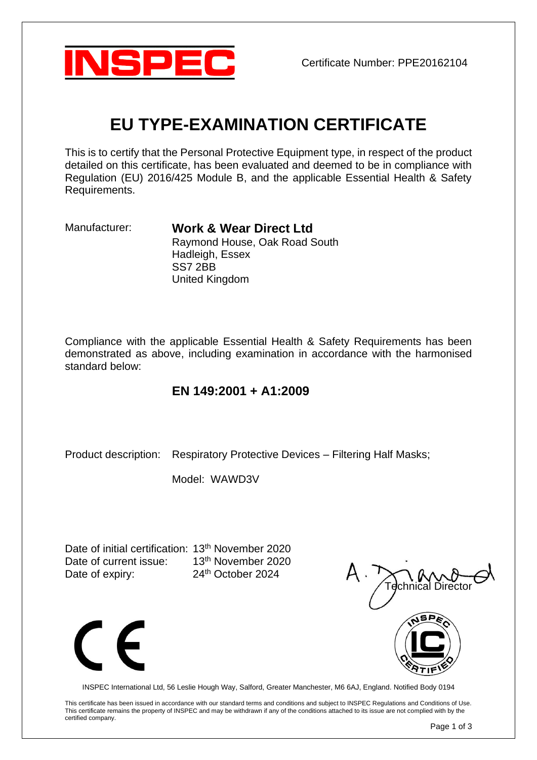INSPEC

Certificate Number: PPE20162104

# EU TYPE-EXAMINATION CERTIFICATE

This is to certify that the Personal Protective Equipment type, in respect of the product detailed on this certificate, has been evaluated and deemed to be in compliance with Regulation (EU) 2016/425 Module B, and the applicable Essential Health & Safety Requirements.

Manufacturer: **Work & Wear Direct Ltd**
Raymond House, Oak Road South
Hadleigh, Essex
SS7 2BB
United Kingdom

Compliance with the applicable Essential Health & Safety Requirements has been demonstrated as above, including examination in accordance with the harmonised standard below:

**EN 149:2001 + A1:2009**

Product description: Respiratory Protective Devices – Filtering Half Masks;

Model: WAWD3V

Date of initial certification: 13th November 2020
Date of current issue: 13th November 2020
Date of expiry: 24th October 2024

Technical Director

INSPEC International Ltd, 56 Leslie Hough Way, Salford, Greater Manchester, M6 6AJ, England. Notified Body 0194

This certificate has been issued in accordance with our standard terms and conditions and subject to INSPEC Regulations and Conditions of Use. This certificate remains the property of INSPEC and may be withdrawn if any of the conditions attached to its issue are not complied with by the certified company.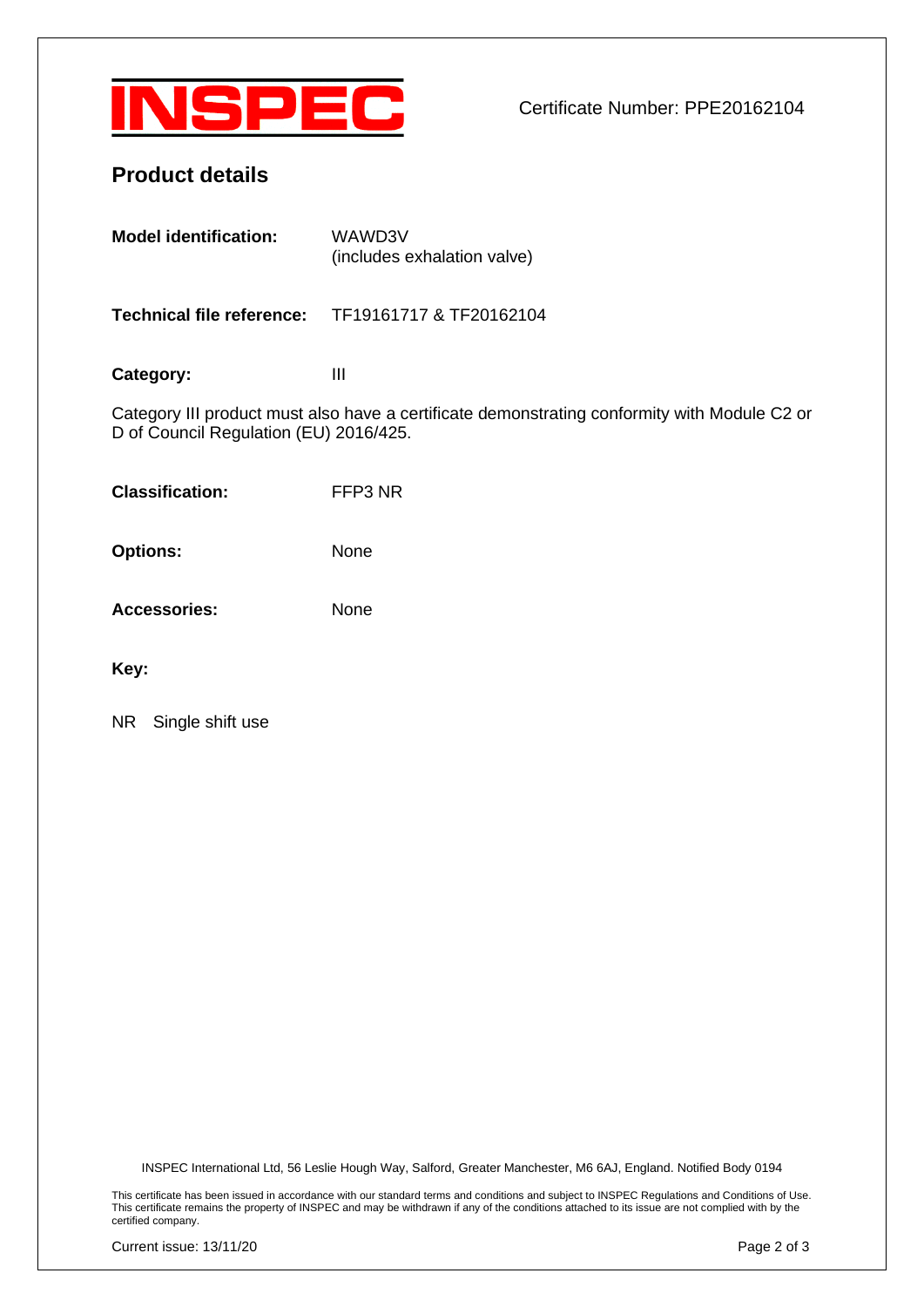INSPEC

Certificate Number: PPE20162104

## Product details

**Model identification:** WAWD3V
(includes exhalation valve)

**Technical file reference:** TF19161717 & TF20162104

**Category:** III

Category III product must also have a certificate demonstrating conformity with Module C2 or D of Council Regulation (EU) 2016/425.

**Classification:** FFP3 NR

**Options:** None

**Accessories:** None

**Key:**

NR Single shift use

INSPEC International Ltd, 56 Leslie Hough Way, Salford, Greater Manchester, M6 6AJ, England. Notified Body 0194

This certificate has been issued in accordance with our standard terms and conditions and subject to INSPEC Regulations and Conditions of Use. This certificate remains the property of INSPEC and may be withdrawn if any of the conditions attached to its issue are not complied with by the certified company.

Current issue: 13/11/20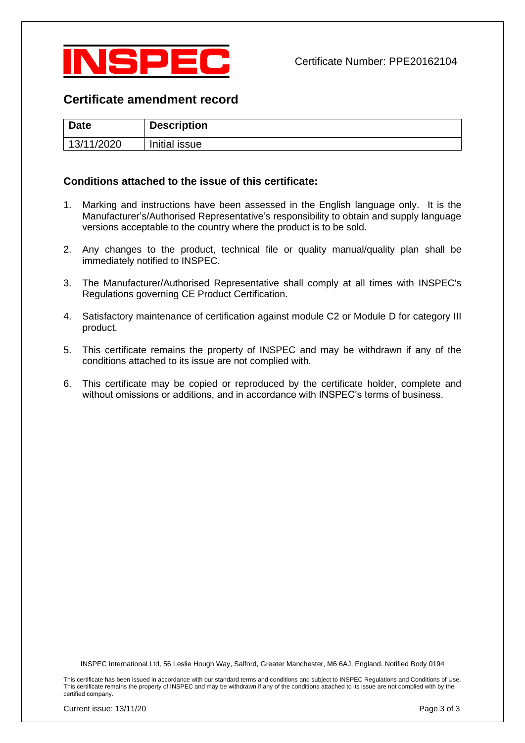INSPEC

Certificate Number: PPE20162104

## Certificate amendment record

| Date | Description |
|---|---|
| 13/11/2020 | Initial issue |

### Conditions attached to the issue of this certificate:

1. Marking and instructions have been assessed in the English language only. It is the Manufacturer's/Authorised Representative's responsibility to obtain and supply language versions acceptable to the country where the product is to be sold.
2. Any changes to the product, technical file or quality manual/quality plan shall be immediately notified to INSPEC.
3. The Manufacturer/Authorised Representative shall comply at all times with INSPEC's Regulations governing CE Product Certification.
4. Satisfactory maintenance of certification against module C2 or Module D for category III product.
5. This certificate remains the property of INSPEC and may be withdrawn if any of the conditions attached to its issue are not complied with.
6. This certificate may be copied or reproduced by the certificate holder, complete and without omissions or additions, and in accordance with INSPEC's terms of business.

INSPEC International Ltd, 56 Leslie Hough Way, Salford, Greater Manchester, M6 6AJ, England. Notified Body 0194

This certificate has been issued in accordance with our standard terms and conditions and subject to INSPEC Regulations and Conditions of Use. This certificate remains the property of INSPEC and may be withdrawn if any of the conditions attached to its issue are not complied with by the certified company.

Current issue: 13/11/20